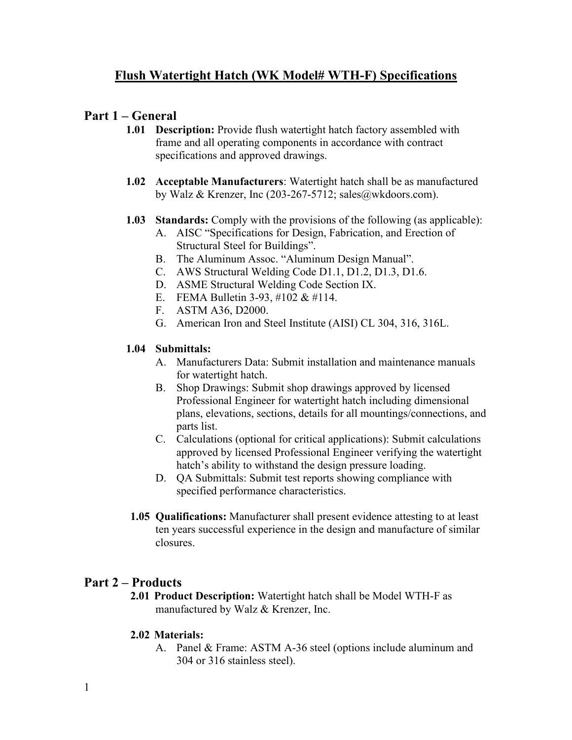# Flush Watertight Hatch (WK Model# WTH-F) Specifications

## Part 1 – General

**1.01 Description:** Provide flush watertight hatch factory assembled with frame and all operating components in accordance with contract specifications and approved drawings.

**1.02 Acceptable Manufacturers**: Watertight hatch shall be as manufactured by Walz & Krenzer, Inc (203-267-5712; sales@wkdoors.com).

**1.03 Standards:** Comply with the provisions of the following (as applicable):

- A. AISC "Specifications for Design, Fabrication, and Erection of Structural Steel for Buildings".
- B. The Aluminum Assoc. "Aluminum Design Manual".
- C. AWS Structural Welding Code D1.1, D1.2, D1.3, D1.6.
- D. ASME Structural Welding Code Section IX.
- E. FEMA Bulletin 3-93, #102 & #114.
- F. ASTM A36, D2000.
- G. American Iron and Steel Institute (AISI) CL 304, 316, 316L.

**1.04 Submittals:**

- A. Manufacturers Data: Submit installation and maintenance manuals for watertight hatch.
- B. Shop Drawings: Submit shop drawings approved by licensed Professional Engineer for watertight hatch including dimensional plans, elevations, sections, details for all mountings/connections, and parts list.
- C. Calculations (optional for critical applications): Submit calculations approved by licensed Professional Engineer verifying the watertight hatch's ability to withstand the design pressure loading.
- D. QA Submittals: Submit test reports showing compliance with specified performance characteristics.

**1.05 Qualifications:** Manufacturer shall present evidence attesting to at least ten years successful experience in the design and manufacture of similar closures.

## Part 2 – Products

**2.01 Product Description:** Watertight hatch shall be Model WTH-F as manufactured by Walz & Krenzer, Inc.

**2.02 Materials:**

- A. Panel & Frame: ASTM A-36 steel (options include aluminum and 304 or 316 stainless steel).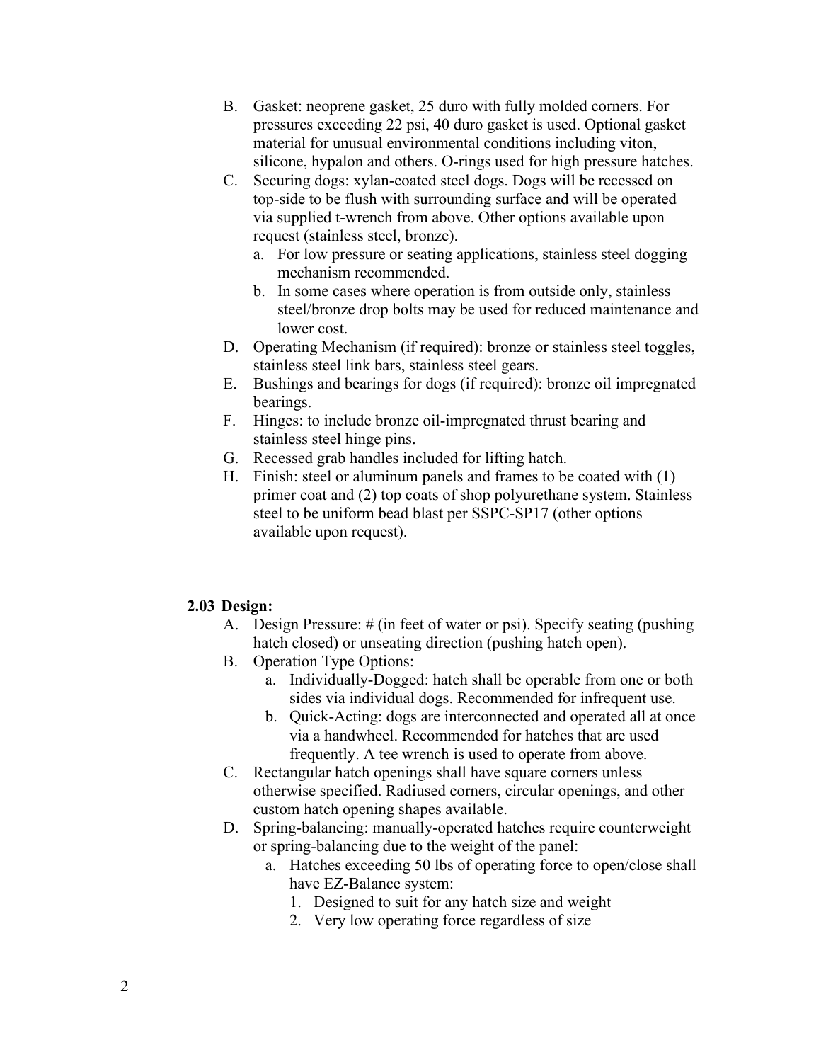B. Gasket: neoprene gasket, 25 duro with fully molded corners. For pressures exceeding 22 psi, 40 duro gasket is used. Optional gasket material for unusual environmental conditions including viton, silicone, hypalon and others. O-rings used for high pressure hatches.

C. Securing dogs: xylan-coated steel dogs. Dogs will be recessed on top-side to be flush with surrounding surface and will be operated via supplied t-wrench from above. Other options available upon request (stainless steel, bronze).

   a. For low pressure or seating applications, stainless steel dogging mechanism recommended.

   b. In some cases where operation is from outside only, stainless steel/bronze drop bolts may be used for reduced maintenance and lower cost.

D. Operating Mechanism (if required): bronze or stainless steel toggles, stainless steel link bars, stainless steel gears.

E. Bushings and bearings for dogs (if required): bronze oil impregnated bearings.

F. Hinges: to include bronze oil-impregnated thrust bearing and stainless steel hinge pins.

G. Recessed grab handles included for lifting hatch.

H. Finish: steel or aluminum panels and frames to be coated with (1) primer coat and (2) top coats of shop polyurethane system. Stainless steel to be uniform bead blast per SSPC-SP17 (other options available upon request).

### 2.03 Design:

A. Design Pressure: # (in feet of water or psi). Specify seating (pushing hatch closed) or unseating direction (pushing hatch open).

B. Operation Type Options:

   a. Individually-Dogged: hatch shall be operable from one or both sides via individual dogs. Recommended for infrequent use.

   b. Quick-Acting: dogs are interconnected and operated all at once via a handwheel. Recommended for hatches that are used frequently. A tee wrench is used to operate from above.

C. Rectangular hatch openings shall have square corners unless otherwise specified. Radiused corners, circular openings, and other custom hatch opening shapes available.

D. Spring-balancing: manually-operated hatches require counterweight or spring-balancing due to the weight of the panel:

   a. Hatches exceeding 50 lbs of operating force to open/close shall have EZ-Balance system:

      1. Designed to suit for any hatch size and weight
      2. Very low operating force regardless of size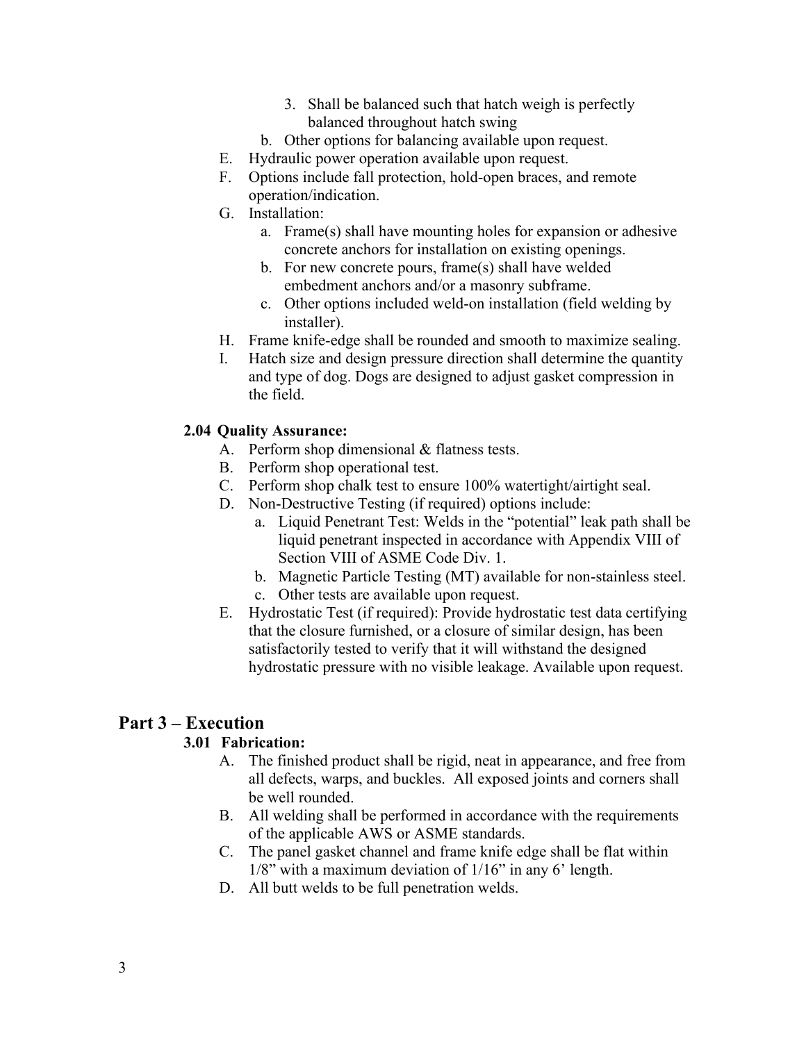3. Shall be balanced such that hatch weigh is perfectly balanced throughout hatch swing
   b. Other options for balancing available upon request.

E. Hydraulic power operation available upon request.

F. Options include fall protection, hold-open braces, and remote operation/indication.

G. Installation:
   a. Frame(s) shall have mounting holes for expansion or adhesive concrete anchors for installation on existing openings.
   b. For new concrete pours, frame(s) shall have welded embedment anchors and/or a masonry subframe.
   c. Other options included weld-on installation (field welding by installer).

H. Frame knife-edge shall be rounded and smooth to maximize sealing.

I. Hatch size and design pressure direction shall determine the quantity and type of dog. Dogs are designed to adjust gasket compression in the field.

### 2.04 Quality Assurance:

A. Perform shop dimensional & flatness tests.

B. Perform shop operational test.

C. Perform shop chalk test to ensure 100% watertight/airtight seal.

D. Non-Destructive Testing (if required) options include:
   a. Liquid Penetrant Test: Welds in the "potential" leak path shall be liquid penetrant inspected in accordance with Appendix VIII of Section VIII of ASME Code Div. 1.
   b. Magnetic Particle Testing (MT) available for non-stainless steel.
   c. Other tests are available upon request.

E. Hydrostatic Test (if required): Provide hydrostatic test data certifying that the closure furnished, or a closure of similar design, has been satisfactorily tested to verify that it will withstand the designed hydrostatic pressure with no visible leakage. Available upon request.

## Part 3 – Execution

### 3.01 Fabrication:

A. The finished product shall be rigid, neat in appearance, and free from all defects, warps, and buckles. All exposed joints and corners shall be well rounded.

B. All welding shall be performed in accordance with the requirements of the applicable AWS or ASME standards.

C. The panel gasket channel and frame knife edge shall be flat within 1/8" with a maximum deviation of 1/16" in any 6' length.

D. All butt welds to be full penetration welds.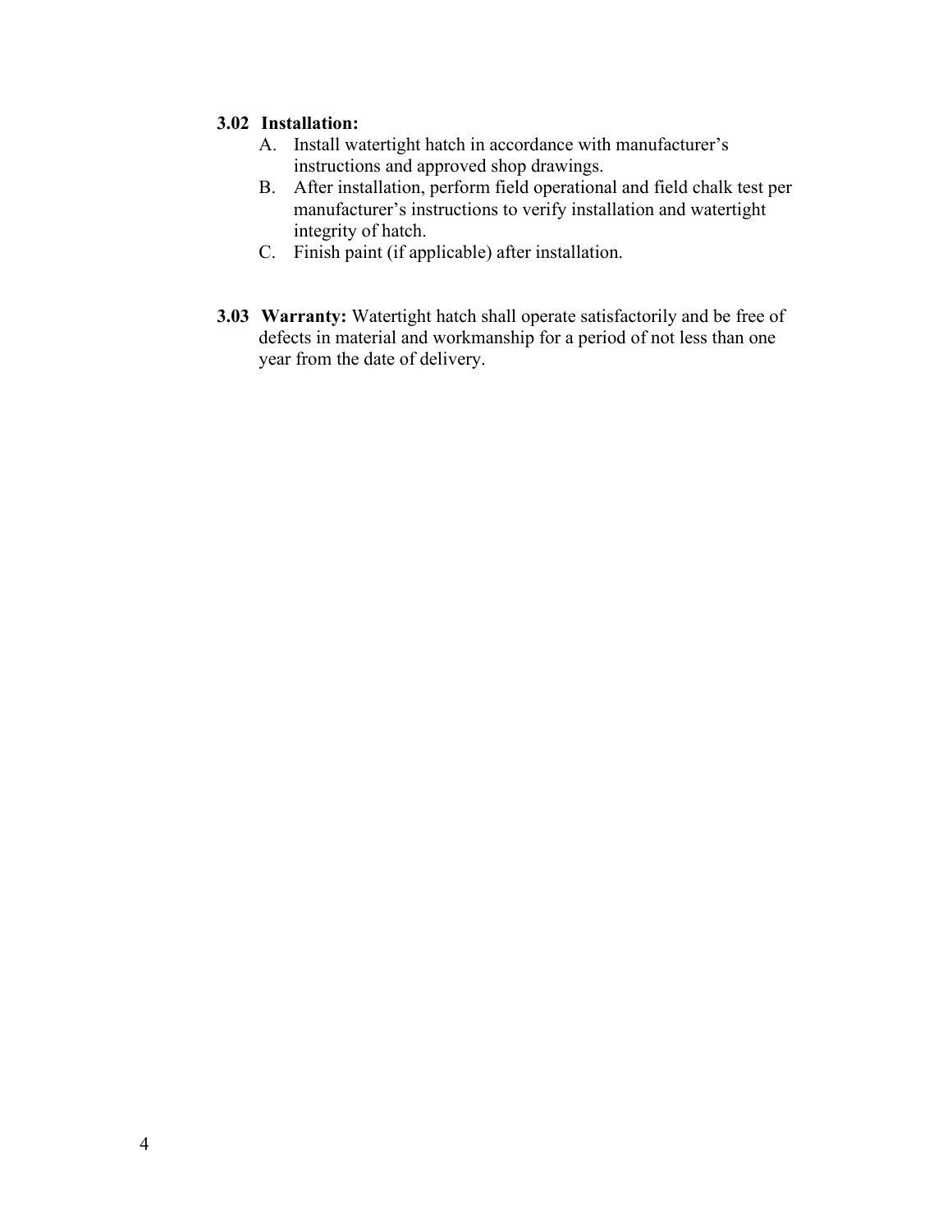**3.02 Installation:**

A. Install watertight hatch in accordance with manufacturer's instructions and approved shop drawings.

B. After installation, perform field operational and field chalk test per manufacturer's instructions to verify installation and watertight integrity of hatch.

C. Finish paint (if applicable) after installation.

**3.03 Warranty:** Watertight hatch shall operate satisfactorily and be free of defects in material and workmanship for a period of not less than one year from the date of delivery.